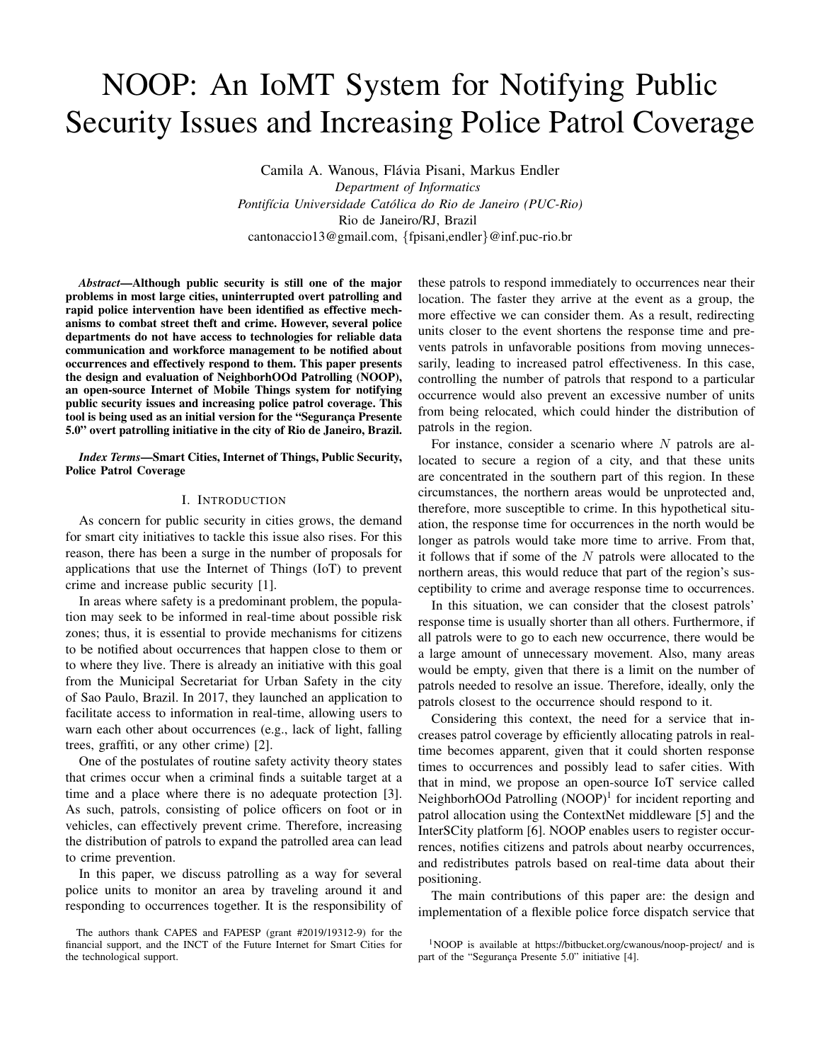# NOOP: An IoMT System for Notifying Public Security Issues and Increasing Police Patrol Coverage

Camila A. Wanous, Flávia Pisani, Markus Endler
*Department of Informatics*
*Pontifícia Universidade Católica do Rio de Janeiro (PUC-Rio)*
Rio de Janeiro/RJ, Brazil
cantonaccio13@gmail.com, {fpisani,endler}@inf.puc-rio.br

***Abstract*—Although public security is still one of the major problems in most large cities, uninterrupted overt patrolling and rapid police intervention have been identified as effective mechanisms to combat street theft and crime. However, several police departments do not have access to technologies for reliable data communication and workforce management to be notified about occurrences and effectively respond to them. This paper presents the design and evaluation of NeighborhOOd Patrolling (NOOP), an open-source Internet of Mobile Things system for notifying public security issues and increasing police patrol coverage. This tool is being used as an initial version for the "Segurança Presente 5.0" overt patrolling initiative in the city of Rio de Janeiro, Brazil.**

***Index Terms*—Smart Cities, Internet of Things, Public Security, Police Patrol Coverage**

## I. Introduction

As concern for public security in cities grows, the demand for smart city initiatives to tackle this issue also rises. For this reason, there has been a surge in the number of proposals for applications that use the Internet of Things (IoT) to prevent crime and increase public security [1].

In areas where safety is a predominant problem, the population may seek to be informed in real-time about possible risk zones; thus, it is essential to provide mechanisms for citizens to be notified about occurrences that happen close to them or to where they live. There is already an initiative with this goal from the Municipal Secretariat for Urban Safety in the city of Sao Paulo, Brazil. In 2017, they launched an application to facilitate access to information in real-time, allowing users to warn each other about occurrences (e.g., lack of light, falling trees, graffiti, or any other crime) [2].

One of the postulates of routine safety activity theory states that crimes occur when a criminal finds a suitable target at a time and a place where there is no adequate protection [3]. As such, patrols, consisting of police officers on foot or in vehicles, can effectively prevent crime. Therefore, increasing the distribution of patrols to expand the patrolled area can lead to crime prevention.

In this paper, we discuss patrolling as a way for several police units to monitor an area by traveling around it and responding to occurrences together. It is the responsibility of these patrols to respond immediately to occurrences near their location. The faster they arrive at the event as a group, the more effective we can consider them. As a result, redirecting units closer to the event shortens the response time and prevents patrols in unfavorable positions from moving unnecessarily, leading to increased patrol effectiveness. In this case, controlling the number of patrols that respond to a particular occurrence would also prevent an excessive number of units from being relocated, which could hinder the distribution of patrols in the region.

For instance, consider a scenario where $N$ patrols are allocated to secure a region of a city, and that these units are concentrated in the southern part of this region. In these circumstances, the northern areas would be unprotected and, therefore, more susceptible to crime. In this hypothetical situation, the response time for occurrences in the north would be longer as patrols would take more time to arrive. From that, it follows that if some of the $N$ patrols were allocated to the northern areas, this would reduce that part of the region's susceptibility to crime and average response time to occurrences.

In this situation, we can consider that the closest patrols' response time is usually shorter than all others. Furthermore, if all patrols were to go to each new occurrence, there would be a large amount of unnecessary movement. Also, many areas would be empty, given that there is a limit on the number of patrols needed to resolve an issue. Therefore, ideally, only the patrols closest to the occurrence should respond to it.

Considering this context, the need for a service that increases patrol coverage by efficiently allocating patrols in real-time becomes apparent, given that it could shorten response times to occurrences and possibly lead to safer cities. With that in mind, we propose an open-source IoT service called NeighborhOOd Patrolling (NOOP)[1] for incident reporting and patrol allocation using the ContextNet middleware [5] and the InterSCity platform [6]. NOOP enables users to register occurrences, notifies citizens and patrols about nearby occurrences, and redistributes patrols based on real-time data about their positioning.

The main contributions of this paper are: the design and implementation of a flexible police force dispatch service that

The authors thank CAPES and FAPESP (grant #2019/19312-9) for the financial support, and the INCT of the Future Internet for Smart Cities for the technological support.

[1] NOOP is available at https://bitbucket.org/cwanous/noop-project/ and is part of the "Segurança Presente 5.0" initiative [4].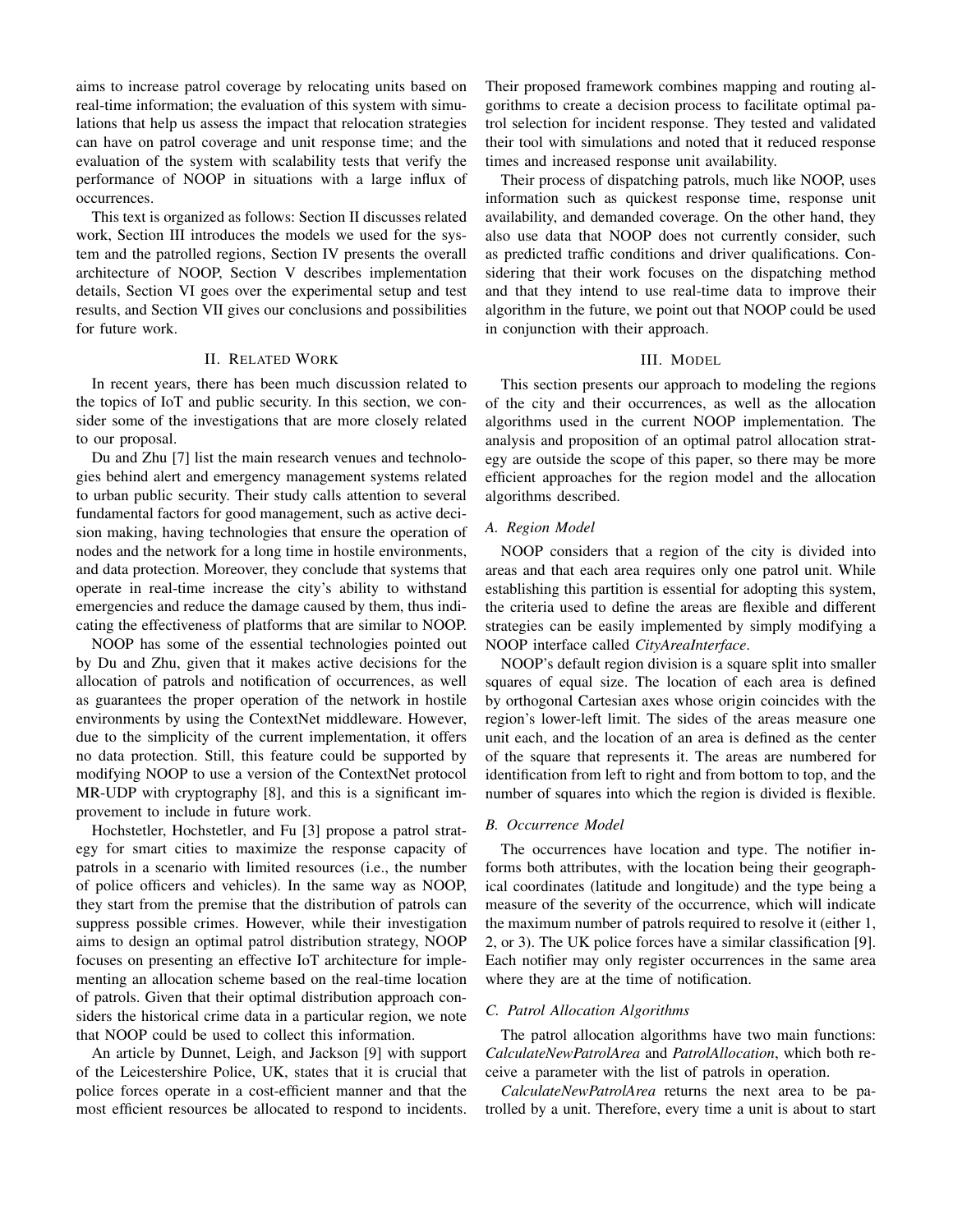aims to increase patrol coverage by relocating units based on real-time information; the evaluation of this system with simulations that help us assess the impact that relocation strategies can have on patrol coverage and unit response time; and the evaluation of the system with scalability tests that verify the performance of NOOP in situations with a large influx of occurrences.

This text is organized as follows: Section II discusses related work, Section III introduces the models we used for the system and the patrolled regions, Section IV presents the overall architecture of NOOP, Section V describes implementation details, Section VI goes over the experimental setup and test results, and Section VII gives our conclusions and possibilities for future work.

## II. Related Work

In recent years, there has been much discussion related to the topics of IoT and public security. In this section, we consider some of the investigations that are more closely related to our proposal.

Du and Zhu [7] list the main research venues and technologies behind alert and emergency management systems related to urban public security. Their study calls attention to several fundamental factors for good management, such as active decision making, having technologies that ensure the operation of nodes and the network for a long time in hostile environments, and data protection. Moreover, they conclude that systems that operate in real-time increase the city's ability to withstand emergencies and reduce the damage caused by them, thus indicating the effectiveness of platforms that are similar to NOOP.

NOOP has some of the essential technologies pointed out by Du and Zhu, given that it makes active decisions for the allocation of patrols and notification of occurrences, as well as guarantees the proper operation of the network in hostile environments by using the ContextNet middleware. However, due to the simplicity of the current implementation, it offers no data protection. Still, this feature could be supported by modifying NOOP to use a version of the ContextNet protocol MR-UDP with cryptography [8], and this is a significant improvement to include in future work.

Hochstetler, Hochstetler, and Fu [3] propose a patrol strategy for smart cities to maximize the response capacity of patrols in a scenario with limited resources (i.e., the number of police officers and vehicles). In the same way as NOOP, they start from the premise that the distribution of patrols can suppress possible crimes. However, while their investigation aims to design an optimal patrol distribution strategy, NOOP focuses on presenting an effective IoT architecture for implementing an allocation scheme based on the real-time location of patrols. Given that their optimal distribution approach considers the historical crime data in a particular region, we note that NOOP could be used to collect this information.

An article by Dunnet, Leigh, and Jackson [9] with support of the Leicestershire Police, UK, states that it is crucial that police forces operate in a cost-efficient manner and that the most efficient resources be allocated to respond to incidents. Their proposed framework combines mapping and routing algorithms to create a decision process to facilitate optimal patrol selection for incident response. They tested and validated their tool with simulations and noted that it reduced response times and increased response unit availability.

Their process of dispatching patrols, much like NOOP, uses information such as quickest response time, response unit availability, and demanded coverage. On the other hand, they also use data that NOOP does not currently consider, such as predicted traffic conditions and driver qualifications. Considering that their work focuses on the dispatching method and that they intend to use real-time data to improve their algorithm in the future, we point out that NOOP could be used in conjunction with their approach.

## III. Model

This section presents our approach to modeling the regions of the city and their occurrences, as well as the allocation algorithms used in the current NOOP implementation. The analysis and proposition of an optimal patrol allocation strategy are outside the scope of this paper, so there may be more efficient approaches for the region model and the allocation algorithms described.

### A. Region Model

NOOP considers that a region of the city is divided into areas and that each area requires only one patrol unit. While establishing this partition is essential for adopting this system, the criteria used to define the areas are flexible and different strategies can be easily implemented by simply modifying a NOOP interface called *CityAreaInterface*.

NOOP's default region division is a square split into smaller squares of equal size. The location of each area is defined by orthogonal Cartesian axes whose origin coincides with the region's lower-left limit. The sides of the areas measure one unit each, and the location of an area is defined as the center of the square that represents it. The areas are numbered for identification from left to right and from bottom to top, and the number of squares into which the region is divided is flexible.

### B. Occurrence Model

The occurrences have location and type. The notifier informs both attributes, with the location being their geographical coordinates (latitude and longitude) and the type being a measure of the severity of the occurrence, which will indicate the maximum number of patrols required to resolve it (either 1, 2, or 3). The UK police forces have a similar classification [9]. Each notifier may only register occurrences in the same area where they are at the time of notification.

### C. Patrol Allocation Algorithms

The patrol allocation algorithms have two main functions: *CalculateNewPatrolArea* and *PatrolAllocation*, which both receive a parameter with the list of patrols in operation.

*CalculateNewPatrolArea* returns the next area to be patrolled by a unit. Therefore, every time a unit is about to start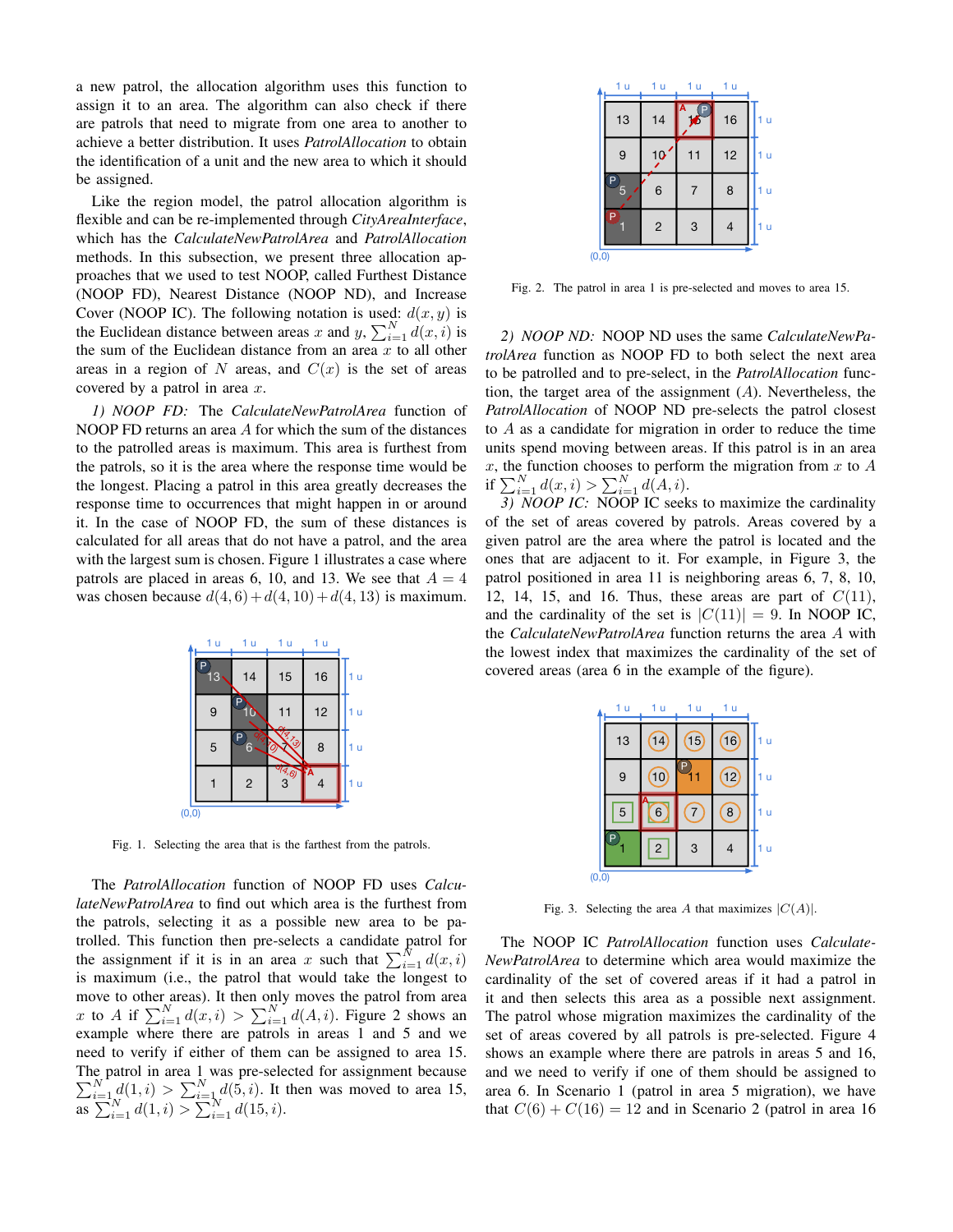a new patrol, the allocation algorithm uses this function to assign it to an area. The algorithm can also check if there are patrols that need to migrate from one area to another to achieve a better distribution. It uses *PatrolAllocation* to obtain the identification of a unit and the new area to which it should be assigned.

Like the region model, the patrol allocation algorithm is flexible and can be re-implemented through *CityAreaInterface*, which has the *CalculateNewPatrolArea* and *PatrolAllocation* methods. In this subsection, we present three allocation approaches that we used to test NOOP, called Furthest Distance (NOOP FD), Nearest Distance (NOOP ND), and Increase Cover (NOOP IC). The following notation is used: $d(x, y)$ is the Euclidean distance between areas $x$ and $y$, $\sum_{i=1}^{N} d(x, i)$ is the sum of the Euclidean distance from an area $x$ to all other areas in a region of $N$ areas, and $C(x)$ is the set of areas covered by a patrol in area $x$.

*1) NOOP FD:* The *CalculateNewPatrolArea* function of NOOP FD returns an area $A$ for which the sum of the distances to the patrolled areas is maximum. This area is furthest from the patrols, so it is the area where the response time would be the longest. Placing a patrol in this area greatly decreases the response time to occurrences that might happen in or around it. In the case of NOOP FD, the sum of these distances is calculated for all areas that do not have a patrol, and the area with the largest sum is chosen. Figure 1 illustrates a case where patrols are placed in areas 6, 10, and 13. We see that $A = 4$ was chosen because $d(4, 6) + d(4, 10) + d(4, 13)$ is maximum.

Fig. 1. Selecting the area that is the farthest from the patrols.

The *PatrolAllocation* function of NOOP FD uses *CalculateNewPatrolArea* to find out which area is the furthest from the patrols, selecting it as a possible new area to be patrolled. This function then pre-selects a candidate patrol for the assignment if it is in an area $x$ such that $\sum_{i=1}^{N} d(x, i)$ is maximum (i.e., the patrol that would take the longest to move to other areas). It then only moves the patrol from area $x$ to $A$ if $\sum_{i=1}^{N} d(x, i) > \sum_{i=1}^{N} d(A, i)$. Figure 2 shows an example where there are patrols in areas 1 and 5 and we need to verify if either of them can be assigned to area 15. The patrol in area 1 was pre-selected for assignment because $\sum_{i=1}^{N} d(1, i) > \sum_{i=1}^{N} d(5, i)$. It then was moved to area 15, as $\sum_{i=1}^{N} d(1, i) > \sum_{i=1}^{N} d(15, i)$.

Fig. 2. The patrol in area 1 is pre-selected and moves to area 15.

*2) NOOP ND:* NOOP ND uses the same *CalculateNewPatrolArea* function as NOOP FD to both select the next area to be patrolled and to pre-select, in the *PatrolAllocation* function, the target area of the assignment ($A$). Nevertheless, the *PatrolAllocation* of NOOP ND pre-selects the patrol closest to $A$ as a candidate for migration in order to reduce the time units spend moving between areas. If this patrol is in an area $x$, the function chooses to perform the migration from $x$ to $A$ if $\sum_{i=1}^{N} d(x, i) > \sum_{i=1}^{N} d(A, i)$.

*3) NOOP IC:* NOOP IC seeks to maximize the cardinality of the set of areas covered by patrols. Areas covered by a given patrol are the area where the patrol is located and the ones that are adjacent to it. For example, in Figure 3, the patrol positioned in area 11 is neighboring areas 6, 7, 8, 10, 12, 14, 15, and 16. Thus, these areas are part of $C(11)$, and the cardinality of the set is $|C(11)| = 9$. In NOOP IC, the *CalculateNewPatrolArea* function returns the area $A$ with the lowest index that maximizes the cardinality of the set of covered areas (area 6 in the example of the figure).

Fig. 3. Selecting the area $A$ that maximizes $|C(A)|$.

The NOOP IC *PatrolAllocation* function uses *CalculateNewPatrolArea* to determine which area would maximize the cardinality of the set of covered areas if it had a patrol in it and then selects this area as a possible next assignment. The patrol whose migration maximizes the cardinality of the set of areas covered by all patrols is pre-selected. Figure 4 shows an example where there are patrols in areas 5 and 16, and we need to verify if one of them should be assigned to area 6. In Scenario 1 (patrol in area 5 migration), we have that $C(6) + C(16) = 12$ and in Scenario 2 (patrol in area 16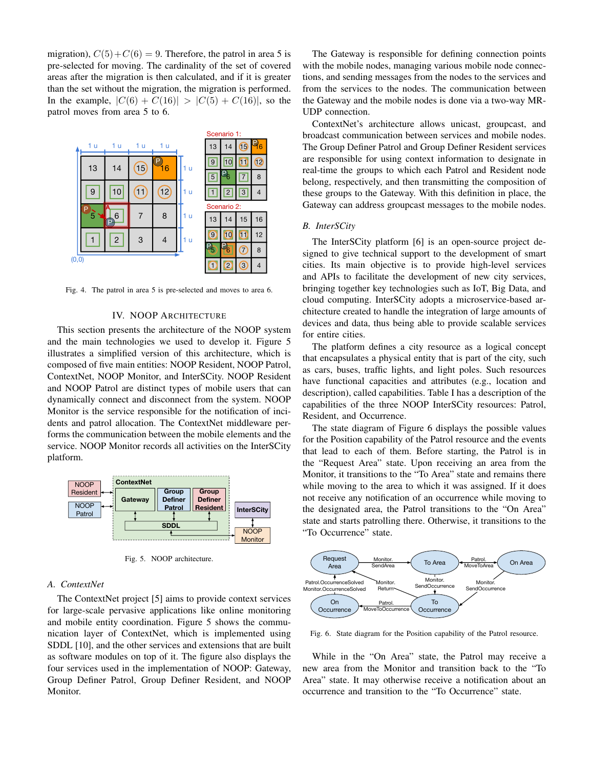migration), $C(5)+C(6) = 9$. Therefore, the patrol in area 5 is pre-selected for moving. The cardinality of the set of covered areas after the migration is then calculated, and if it is greater than the set without the migration, the migration is performed. In the example, $|C(6) + C(16)| > |C(5) + C(16)|$, so the patrol moves from area 5 to 6.

Fig. 4. The patrol in area 5 is pre-selected and moves to area 6.

## IV. NOOP ARCHITECTURE

This section presents the architecture of the NOOP system and the main technologies we used to develop it. Figure 5 illustrates a simplified version of this architecture, which is composed of five main entities: NOOP Resident, NOOP Patrol, ContextNet, NOOP Monitor, and InterSCity. NOOP Resident and NOOP Patrol are distinct types of mobile users that can dynamically connect and disconnect from the system. NOOP Monitor is the service responsible for the notification of incidents and patrol allocation. The ContextNet middleware performs the communication between the mobile elements and the service. NOOP Monitor records all activities on the InterSCity platform.

Fig. 5. NOOP architecture.

### A. ContextNet

The ContextNet project [5] aims to provide context services for large-scale pervasive applications like online monitoring and mobile entity coordination. Figure 5 shows the communication layer of ContextNet, which is implemented using SDDL [10], and the other services and extensions that are built as software modules on top of it. The figure also displays the four services used in the implementation of NOOP: Gateway, Group Definer Patrol, Group Definer Resident, and NOOP Monitor.

The Gateway is responsible for defining connection points with the mobile nodes, managing various mobile node connections, and sending messages from the nodes to the services and from the services to the nodes. The communication between the Gateway and the mobile nodes is done via a two-way MR-UDP connection.

ContextNet's architecture allows unicast, groupcast, and broadcast communication between services and mobile nodes. The Group Definer Patrol and Group Definer Resident services are responsible for using context information to designate in real-time the groups to which each Patrol and Resident node belong, respectively, and then transmitting the composition of these groups to the Gateway. With this definition in place, the Gateway can address groupcast messages to the mobile nodes.

### B. InterSCity

The InterSCity platform [6] is an open-source project designed to give technical support to the development of smart cities. Its main objective is to provide high-level services and APIs to facilitate the development of new city services, bringing together key technologies such as IoT, Big Data, and cloud computing. InterSCity adopts a microservice-based architecture created to handle the integration of large amounts of devices and data, thus being able to provide scalable services for entire cities.

The platform defines a city resource as a logical concept that encapsulates a physical entity that is part of the city, such as cars, buses, traffic lights, and light poles. Such resources have functional capacities and attributes (e.g., location and description), called capabilities. Table I has a description of the capabilities of the three NOOP InterSCity resources: Patrol, Resident, and Occurrence.

The state diagram of Figure 6 displays the possible values for the Position capability of the Patrol resource and the events that lead to each of them. Before starting, the Patrol is in the "Request Area" state. Upon receiving an area from the Monitor, it transitions to the "To Area" state and remains there while moving to the area to which it was assigned. If it does not receive any notification of an occurrence while moving to the designated area, the Patrol transitions to the "On Area" state and starts patrolling there. Otherwise, it transitions to the "To Occurrence" state.

Fig. 6. State diagram for the Position capability of the Patrol resource.

While in the "On Area" state, the Patrol may receive a new area from the Monitor and transition back to the "To Area" state. It may otherwise receive a notification about an occurrence and transition to the "To Occurrence" state.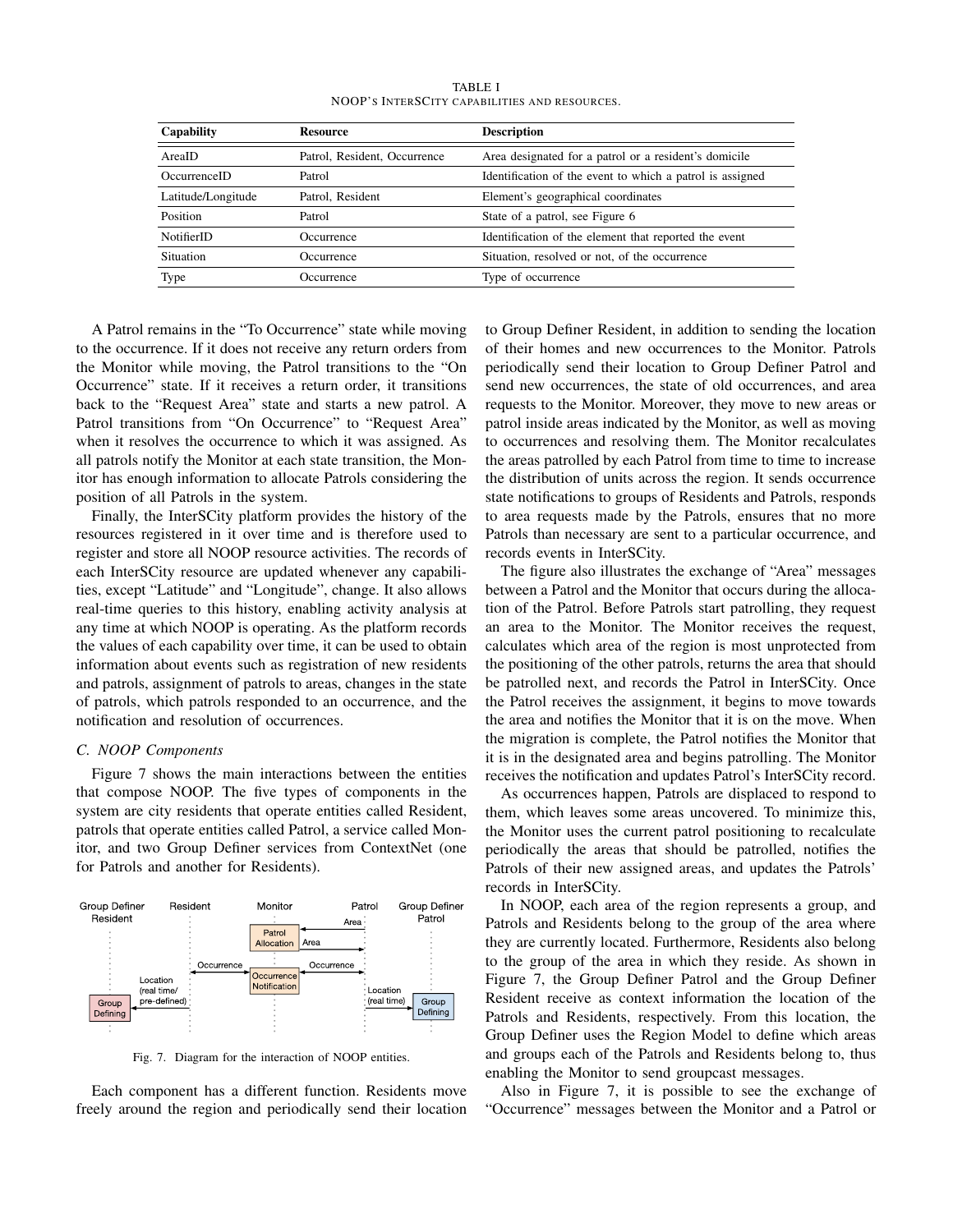TABLE I
NOOP'S INTERSCITY CAPABILITIES AND RESOURCES.

| Capability | Resource | Description |
| --- | --- | --- |
| AreaID | Patrol, Resident, Occurrence | Area designated for a patrol or a resident's domicile |
| OccurrenceID | Patrol | Identification of the event to which a patrol is assigned |
| Latitude/Longitude | Patrol, Resident | Element's geographical coordinates |
| Position | Patrol | State of a patrol, see Figure 6 |
| NotifierID | Occurrence | Identification of the element that reported the event |
| Situation | Occurrence | Situation, resolved or not, of the occurrence |
| Type | Occurrence | Type of occurrence |

A Patrol remains in the "To Occurrence" state while moving to the occurrence. If it does not receive any return orders from the Monitor while moving, the Patrol transitions to the "On Occurrence" state. If it receives a return order, it transitions back to the "Request Area" state and starts a new patrol. A Patrol transitions from "On Occurrence" to "Request Area" when it resolves the occurrence to which it was assigned. As all patrols notify the Monitor at each state transition, the Monitor has enough information to allocate Patrols considering the position of all Patrols in the system.

Finally, the InterSCity platform provides the history of the resources registered in it over time and is therefore used to register and store all NOOP resource activities. The records of each InterSCity resource are updated whenever any capabilities, except "Latitude" and "Longitude", change. It also allows real-time queries to this history, enabling activity analysis at any time at which NOOP is operating. As the platform records the values of each capability over time, it can be used to obtain information about events such as registration of new residents and patrols, assignment of patrols to areas, changes in the state of patrols, which patrols responded to an occurrence, and the notification and resolution of occurrences.

### C. NOOP Components

Figure 7 shows the main interactions between the entities that compose NOOP. The five types of components in the system are city residents that operate entities called Resident, patrols that operate entities called Patrol, a service called Monitor, and two Group Definer services from ContextNet (one for Patrols and another for Residents).

Fig. 7. Diagram for the interaction of NOOP entities.

Each component has a different function. Residents move freely around the region and periodically send their location to Group Definer Resident, in addition to sending the location of their homes and new occurrences to the Monitor. Patrols periodically send their location to Group Definer Patrol and send new occurrences, the state of old occurrences, and area requests to the Monitor. Moreover, they move to new areas or patrol inside areas indicated by the Monitor, as well as moving to occurrences and resolving them. The Monitor recalculates the areas patrolled by each Patrol from time to time to increase the distribution of units across the region. It sends occurrence state notifications to groups of Residents and Patrols, responds to area requests made by the Patrols, ensures that no more Patrols than necessary are sent to a particular occurrence, and records events in InterSCity.

The figure also illustrates the exchange of "Area" messages between a Patrol and the Monitor that occurs during the allocation of the Patrol. Before Patrols start patrolling, they request an area to the Monitor. The Monitor receives the request, calculates which area of the region is most unprotected from the positioning of the other patrols, returns the area that should be patrolled next, and records the Patrol in InterSCity. Once the Patrol receives the assignment, it begins to move towards the area and notifies the Monitor that it is on the move. When the migration is complete, the Patrol notifies the Monitor that it is in the designated area and begins patrolling. The Monitor receives the notification and updates Patrol's InterSCity record.

As occurrences happen, Patrols are displaced to respond to them, which leaves some areas uncovered. To minimize this, the Monitor uses the current patrol positioning to recalculate periodically the areas that should be patrolled, notifies the Patrols of their new assigned areas, and updates the Patrols' records in InterSCity.

In NOOP, each area of the region represents a group, and Patrols and Residents belong to the group of the area where they are currently located. Furthermore, Residents also belong to the group of the area in which they reside. As shown in Figure 7, the Group Definer Patrol and the Group Definer Resident receive as context information the location of the Patrols and Residents, respectively. From this location, the Group Definer uses the Region Model to define which areas and groups each of the Patrols and Residents belong to, thus enabling the Monitor to send groupcast messages.

Also in Figure 7, it is possible to see the exchange of "Occurrence" messages between the Monitor and a Patrol or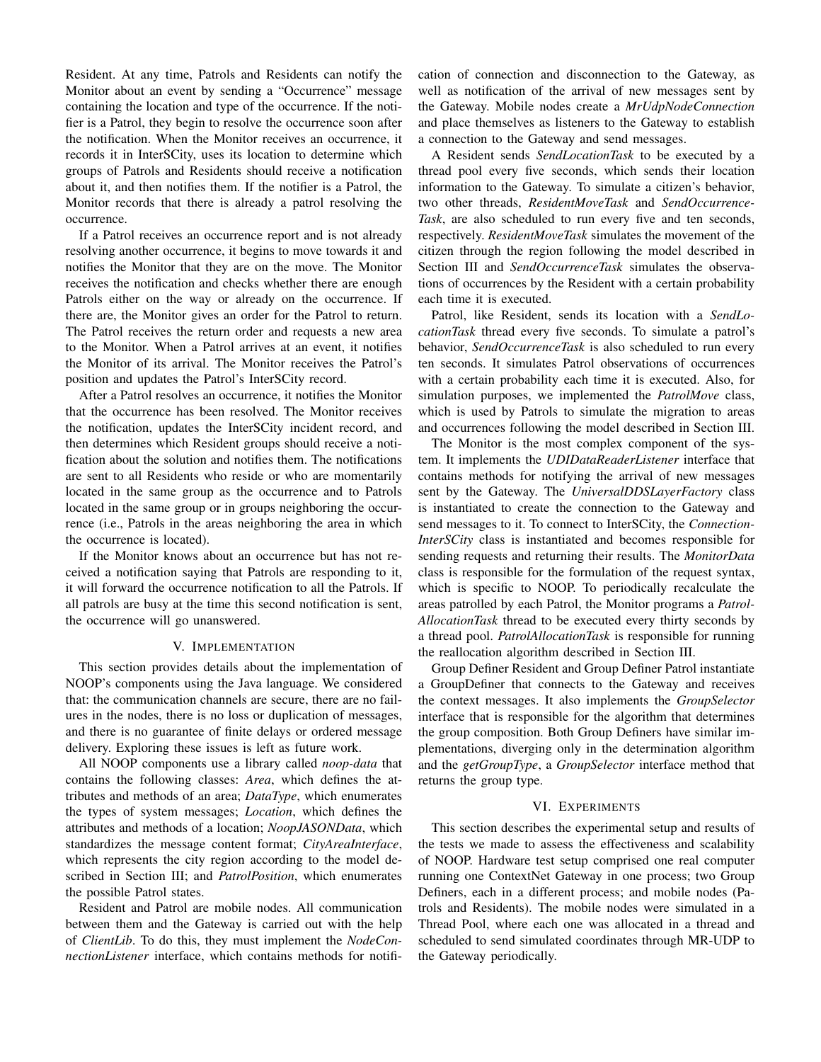Resident. At any time, Patrols and Residents can notify the Monitor about an event by sending a "Occurrence" message containing the location and type of the occurrence. If the notifier is a Patrol, they begin to resolve the occurrence soon after the notification. When the Monitor receives an occurrence, it records it in InterSCity, uses its location to determine which groups of Patrols and Residents should receive a notification about it, and then notifies them. If the notifier is a Patrol, the Monitor records that there is already a patrol resolving the occurrence.

If a Patrol receives an occurrence report and is not already resolving another occurrence, it begins to move towards it and notifies the Monitor that they are on the move. The Monitor receives the notification and checks whether there are enough Patrols either on the way or already on the occurrence. If there are, the Monitor gives an order for the Patrol to return. The Patrol receives the return order and requests a new area to the Monitor. When a Patrol arrives at an event, it notifies the Monitor of its arrival. The Monitor receives the Patrol's position and updates the Patrol's InterSCity record.

After a Patrol resolves an occurrence, it notifies the Monitor that the occurrence has been resolved. The Monitor receives the notification, updates the InterSCity incident record, and then determines which Resident groups should receive a notification about the solution and notifies them. The notifications are sent to all Residents who reside or who are momentarily located in the same group as the occurrence and to Patrols located in the same group or in groups neighboring the occurrence (i.e., Patrols in the areas neighboring the area in which the occurrence is located).

If the Monitor knows about an occurrence but has not received a notification saying that Patrols are responding to it, it will forward the occurrence notification to all the Patrols. If all patrols are busy at the time this second notification is sent, the occurrence will go unanswered.

## V. Implementation

This section provides details about the implementation of NOOP's components using the Java language. We considered that: the communication channels are secure, there are no failures in the nodes, there is no loss or duplication of messages, and there is no guarantee of finite delays or ordered message delivery. Exploring these issues is left as future work.

All NOOP components use a library called *noop-data* that contains the following classes: *Area*, which defines the attributes and methods of an area; *DataType*, which enumerates the types of system messages; *Location*, which defines the attributes and methods of a location; *NoopJASONData*, which standardizes the message content format; *CityAreaInterface*, which represents the city region according to the model described in Section III; and *PatrolPosition*, which enumerates the possible Patrol states.

Resident and Patrol are mobile nodes. All communication between them and the Gateway is carried out with the help of *ClientLib*. To do this, they must implement the *NodeConnectionListener* interface, which contains methods for notification of connection and disconnection to the Gateway, as well as notification of the arrival of new messages sent by the Gateway. Mobile nodes create a *MrUdpNodeConnection* and place themselves as listeners to the Gateway to establish a connection to the Gateway and send messages.

A Resident sends *SendLocationTask* to be executed by a thread pool every five seconds, which sends their location information to the Gateway. To simulate a citizen's behavior, two other threads, *ResidentMoveTask* and *SendOccurrenceTask*, are also scheduled to run every five and ten seconds, respectively. *ResidentMoveTask* simulates the movement of the citizen through the region following the model described in Section III and *SendOccurrenceTask* simulates the observations of occurrences by the Resident with a certain probability each time it is executed.

Patrol, like Resident, sends its location with a *SendLocationTask* thread every five seconds. To simulate a patrol's behavior, *SendOccurrenceTask* is also scheduled to run every ten seconds. It simulates Patrol observations of occurrences with a certain probability each time it is executed. Also, for simulation purposes, we implemented the *PatrolMove* class, which is used by Patrols to simulate the migration to areas and occurrences following the model described in Section III.

The Monitor is the most complex component of the system. It implements the *UDIDataReaderListener* interface that contains methods for notifying the arrival of new messages sent by the Gateway. The *UniversalDDSLayerFactory* class is instantiated to create the connection to the Gateway and send messages to it. To connect to InterSCity, the *ConnectionInterSCity* class is instantiated and becomes responsible for sending requests and returning their results. The *MonitorData* class is responsible for the formulation of the request syntax, which is specific to NOOP. To periodically recalculate the areas patrolled by each Patrol, the Monitor programs a *PatrolAllocationTask* thread to be executed every thirty seconds by a thread pool. *PatrolAllocationTask* is responsible for running the reallocation algorithm described in Section III.

Group Definer Resident and Group Definer Patrol instantiate a GroupDefiner that connects to the Gateway and receives the context messages. It also implements the *GroupSelector* interface that is responsible for the algorithm that determines the group composition. Both Group Definers have similar implementations, diverging only in the determination algorithm and the *getGroupType*, a *GroupSelector* interface method that returns the group type.

## VI. Experiments

This section describes the experimental setup and results of the tests we made to assess the effectiveness and scalability of NOOP. Hardware test setup comprised one real computer running one ContextNet Gateway in one process; two Group Definers, each in a different process; and mobile nodes (Patrols and Residents). The mobile nodes were simulated in a Thread Pool, where each one was allocated in a thread and scheduled to send simulated coordinates through MR-UDP to the Gateway periodically.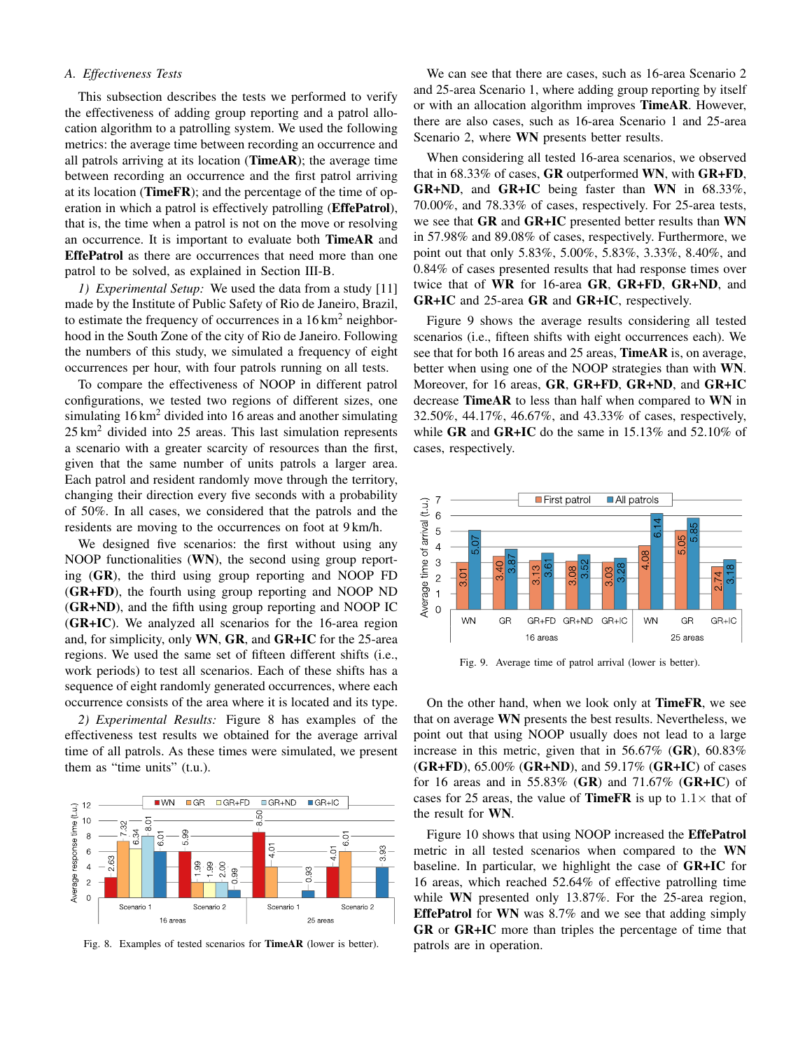### A. Effectiveness Tests

This subsection describes the tests we performed to verify the effectiveness of adding group reporting and a patrol allocation algorithm to a patrolling system. We used the following metrics: the average time between recording an occurrence and all patrols arriving at its location (**TimeAR**); the average time between recording an occurrence and the first patrol arriving at its location (**TimeFR**); and the percentage of the time of operation in which a patrol is effectively patrolling (**EffePatrol**), that is, the time when a patrol is not on the move or resolving an occurrence. It is important to evaluate both **TimeAR** and **EffePatrol** as there are occurrences that need more than one patrol to be solved, as explained in Section III-B.

*1) Experimental Setup:* We used the data from a study [11] made by the Institute of Public Safety of Rio de Janeiro, Brazil, to estimate the frequency of occurrences in a 16 $\text{km}^2$ neighborhood in the South Zone of the city of Rio de Janeiro. Following the numbers of this study, we simulated a frequency of eight occurrences per hour, with four patrols running on all tests.

To compare the effectiveness of NOOP in different patrol configurations, we tested two regions of different sizes, one simulating 16 $\text{km}^2$ divided into 16 areas and another simulating 25 $\text{km}^2$ divided into 25 areas. This last simulation represents a scenario with a greater scarcity of resources than the first, given that the same number of units patrols a larger area. Each patrol and resident randomly move through the territory, changing their direction every five seconds with a probability of 50%. In all cases, we considered that the patrols and the residents are moving to the occurrences on foot at 9 km/h.

We designed five scenarios: the first without using any NOOP functionalities (**WN**), the second using group reporting (**GR**), the third using group reporting and NOOP FD (**GR+FD**), the fourth using group reporting and NOOP ND (**GR+ND**), and the fifth using group reporting and NOOP IC (**GR+IC**). We analyzed all scenarios for the 16-area region and, for simplicity, only **WN**, **GR**, and **GR+IC** for the 25-area regions. We used the same set of fifteen different shifts (i.e., work periods) to test all scenarios. Each of these shifts has a sequence of eight randomly generated occurrences, where each occurrence consists of the area where it is located and its type.

*2) Experimental Results:* Figure 8 has examples of the effectiveness test results we obtained for the average arrival time of all patrols. As these times were simulated, we present them as "time units" (t.u.).

Fig. 8. Examples of tested scenarios for **TimeAR** (lower is better).

We can see that there are cases, such as 16-area Scenario 2 and 25-area Scenario 1, where adding group reporting by itself or with an allocation algorithm improves **TimeAR**. However, there are also cases, such as 16-area Scenario 1 and 25-area Scenario 2, where **WN** presents better results.

When considering all tested 16-area scenarios, we observed that in 68.33% of cases, **GR** outperformed **WN**, with **GR+FD**, **GR+ND**, and **GR+IC** being faster than **WN** in 68.33%, 70.00%, and 78.33% of cases, respectively. For 25-area tests, we see that **GR** and **GR+IC** presented better results than **WN** in 57.98% and 89.08% of cases, respectively. Furthermore, we point out that only 5.83%, 5.00%, 5.83%, 3.33%, 8.40%, and 0.84% of cases presented results that had response times over twice that of **WR** for 16-area **GR**, **GR+FD**, **GR+ND**, and **GR+IC** and 25-area **GR** and **GR+IC**, respectively.

Figure 9 shows the average results considering all tested scenarios (i.e., fifteen shifts with eight occurrences each). We see that for both 16 areas and 25 areas, **TimeAR** is, on average, better when using one of the NOOP strategies than with **WN**. Moreover, for 16 areas, **GR**, **GR+FD**, **GR+ND**, and **GR+IC** decrease **TimeAR** to less than half when compared to **WN** in 32.50%, 44.17%, 46.67%, and 43.33% of cases, respectively, while **GR** and **GR+IC** do the same in 15.13% and 52.10% of cases, respectively.

Fig. 9. Average time of patrol arrival (lower is better).

On the other hand, when we look only at **TimeFR**, we see that on average **WN** presents the best results. Nevertheless, we point out that using NOOP usually does not lead to a large increase in this metric, given that in 56.67% (**GR**), 60.83% (**GR+FD**), 65.00% (**GR+ND**), and 59.17% (**GR+IC**) of cases for 16 areas and in 55.83% (**GR**) and 71.67% (**GR+IC**) of cases for 25 areas, the value of **TimeFR** is up to $1.1\times$ that of the result for **WN**.

Figure 10 shows that using NOOP increased the **EffePatrol** metric in all tested scenarios when compared to the **WN** baseline. In particular, we highlight the case of **GR+IC** for 16 areas, which reached 52.64% of effective patrolling time while **WN** presented only 13.87%. For the 25-area region, **EffePatrol** for **WN** was 8.7% and we see that adding simply **GR** or **GR+IC** more than triples the percentage of time that patrols are in operation.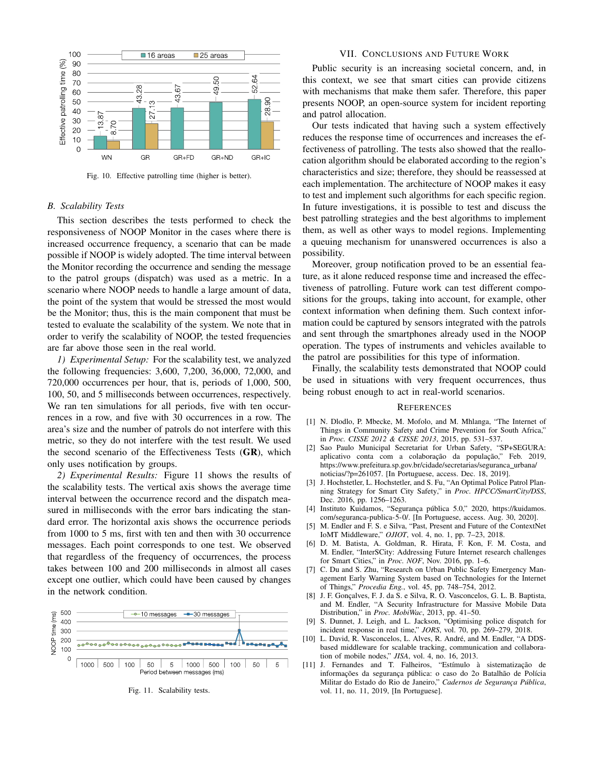100
90
80
70
60
50
40
30
20
10
0

Effective patrolling time (%)

16 areas
25 areas

13.87
8.70
43.28
27.13
43.67
49.50
52.64
28.90

WN
GR
GR+FD
GR+ND
GR+IC

Fig. 10. Effective patrolling time (higher is better).

### B. Scalability Tests

This section describes the tests performed to check the responsiveness of NOOP Monitor in the cases where there is increased occurrence frequency, a scenario that can be made possible if NOOP is widely adopted. The time interval between the Monitor recording the occurrence and sending the message to the patrol groups (dispatch) was used as a metric. In a scenario where NOOP needs to handle a large amount of data, the point of the system that would be stressed the most would be the Monitor; thus, this is the main component that must be tested to evaluate the scalability of the system. We note that in order to verify the scalability of NOOP, the tested frequencies are far above those seen in the real world.

*1) Experimental Setup:* For the scalability test, we analyzed the following frequencies: 3,600, 7,200, 36,000, 72,000, and 720,000 occurrences per hour, that is, periods of 1,000, 500, 100, 50, and 5 milliseconds between occurrences, respectively. We ran ten simulations for all periods, five with ten occurrences in a row, and five with 30 occurrences in a row. The area's size and the number of patrols do not interfere with this metric, so they do not interfere with the test result. We used the second scenario of the Effectiveness Tests (**GR**), which only uses notification by groups.

*2) Experimental Results:* Figure 11 shows the results of the scalability tests. The vertical axis shows the average time interval between the occurrence record and the dispatch measured in milliseconds with the error bars indicating the standard error. The horizontal axis shows the occurrence periods from 1000 to 5 ms, first with ten and then with 30 occurrence messages. Each point corresponds to one test. We observed that regardless of the frequency of occurrences, the process takes between 100 and 200 milliseconds in almost all cases except one outlier, which could have been caused by changes in the network condition.

500
400
300
200
100
0

NOOP time (ms)

10 messages
30 messages

1000 | 500 | 100 | 50 | 5 | 1000 | 500 | 100 | 50 | 5

Period between messages (ms)

Fig. 11. Scalability tests.

## VII. Conclusions and Future Work

Public security is an increasing societal concern, and, in this context, we see that smart cities can provide citizens with mechanisms that make them safer. Therefore, this paper presents NOOP, an open-source system for incident reporting and patrol allocation.

Our tests indicated that having such a system effectively reduces the response time of occurrences and increases the effectiveness of patrolling. The tests also showed that the reallocation algorithm should be elaborated according to the region's characteristics and size; therefore, they should be reassessed at each implementation. The architecture of NOOP makes it easy to test and implement such algorithms for each specific region. In future investigations, it is possible to test and discuss the best patrolling strategies and the best algorithms to implement them, as well as other ways to model regions. Implementing a queuing mechanism for unanswered occurrences is also a possibility.

Moreover, group notification proved to be an essential feature, as it alone reduced response time and increased the effectiveness of patrolling. Future work can test different compositions for the groups, taking into account, for example, other context information when defining them. Such context information could be captured by sensors integrated with the patrols and sent through the smartphones already used in the NOOP operation. The types of instruments and vehicles available to the patrol are possibilities for this type of information.

Finally, the scalability tests demonstrated that NOOP could be used in situations with very frequent occurrences, thus being robust enough to act in real-world scenarios.

## References

[1] N. Dlodlo, P. Mbecke, M. Mofolo, and M. Mhlanga, "The Internet of Things in Community Safety and Crime Prevention for South Africa," in *Proc. CISSE 2012 & CISSE 2013*, 2015, pp. 531–537.

[2] Sao Paulo Municipal Secretariat for Urban Safety, "SP+SEGURA: aplicativo conta com a colaboração da população," Feb. 2019, https://www.prefeitura.sp.gov.br/cidade/secretarias/seguranca_urbana/noticias/?p=261057. [In Portuguese, access. Dec. 18, 2019].

[3] J. Hochstetler, L. Hochstetler, and S. Fu, "An Optimal Police Patrol Planning Strategy for Smart City Safety," in *Proc. HPCC/SmartCity/DSS*, Dec. 2016, pp. 1256–1263.

[4] Instituto Kuidamos, "Segurança pública 5.0," 2020, https://kuidamos.com/seguranca-publica-5-0/. [In Portuguese, access. Aug. 30, 2020].

[5] M. Endler and F. S. e Silva, "Past, Present and Future of the ContextNet IoMT Middleware," *OJIOT*, vol. 4, no. 1, pp. 7–23, 2018.

[6] D. M. Batista, A. Goldman, R. Hirata, F. Kon, F. M. Costa, and M. Endler, "InterSCity: Addressing Future Internet research challenges for Smart Cities," in *Proc. NOF*, Nov. 2016, pp. 1–6.

[7] C. Du and S. Zhu, "Research on Urban Public Safety Emergency Management Early Warning System based on Technologies for the Internet of Things," *Procedia Eng.*, vol. 45, pp. 748–754, 2012.

[8] J. F. Gonçalves, F. J. da S. e Silva, R. O. Vasconcelos, G. L. B. Baptista, and M. Endler, "A Security Infrastructure for Massive Mobile Data Distribution," in *Proc. MobiWac*, 2013, pp. 41–50.

[9] S. Dunnet, J. Leigh, and L. Jackson, "Optimising police dispatch for incident response in real time," *JORS*, vol. 70, pp. 269–279, 2018.

[10] L. David, R. Vasconcelos, L. Alves, R. André, and M. Endler, "A DDS-based middleware for scalable tracking, communication and collaboration of mobile nodes," *JISA*, vol. 4, no. 16, 2013.

[11] J. Fernandes and T. Falheiros, "Estímulo à sistematização de informações da segurança pública: o caso do 2o Batalhão de Polícia Militar do Estado do Rio de Janeiro," *Cadernos de Segurança Pública*, vol. 11, no. 11, 2019, [In Portuguese].